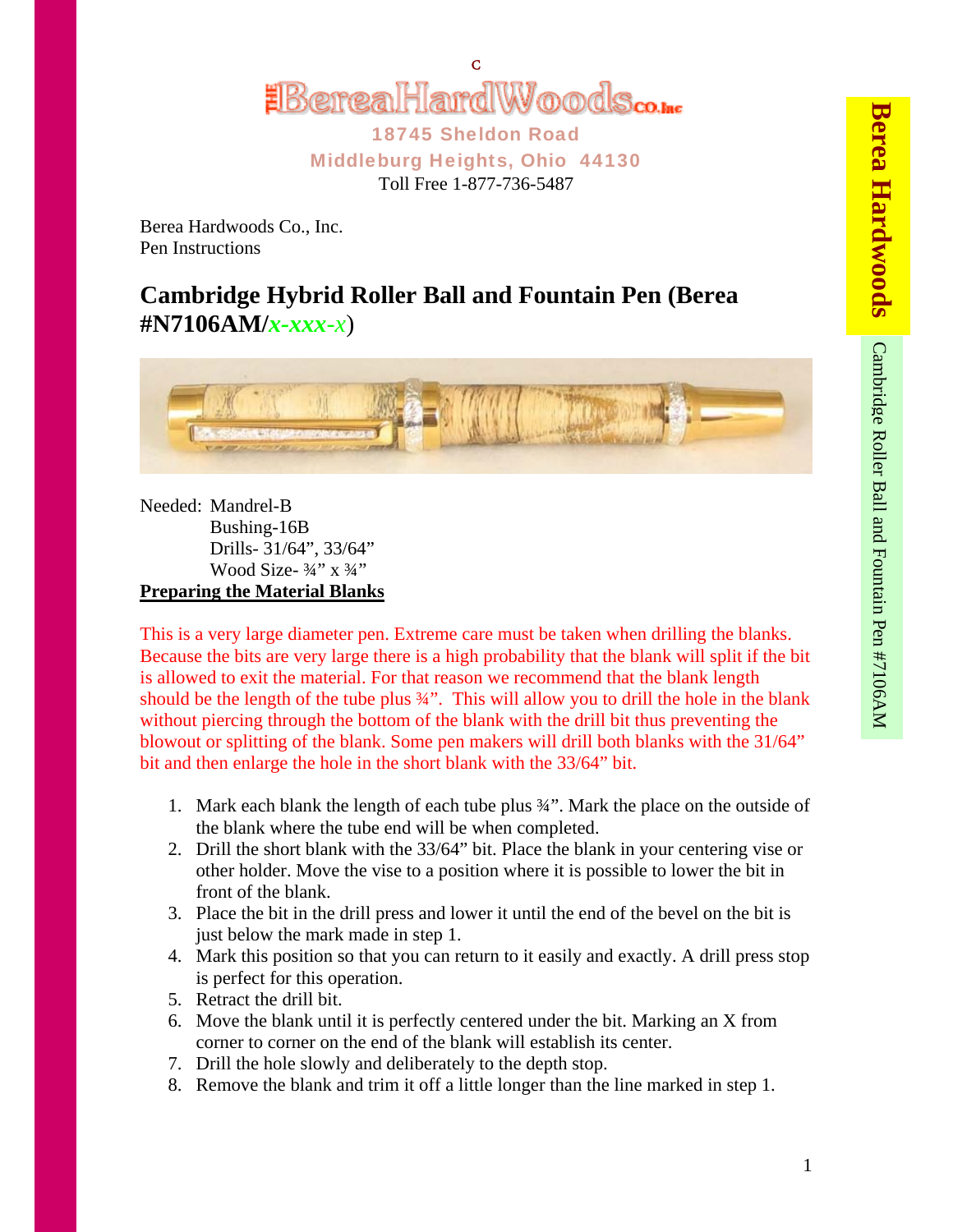The Berea HardWoods Co. Inc

18745 Sheldon Road
Middleburg Heights, Ohio 44130
Toll Free 1-877-736-5487

Berea Hardwoods Co., Inc.
Pen Instructions

# Cambridge Hybrid Roller Ball and Fountain Pen (Berea #N7106AM/*x-xxx-x*)

Needed: Mandrel-B
Bushing-16B
Drills- 31/64", 33/64"
Wood Size- ¾" x ¾"

**Preparing the Material Blanks**

This is a very large diameter pen. Extreme care must be taken when drilling the blanks. Because the bits are very large there is a high probability that the blank will split if the bit is allowed to exit the material. For that reason we recommend that the blank length should be the length of the tube plus ¾". This will allow you to drill the hole in the blank without piercing through the bottom of the blank with the drill bit thus preventing the blowout or splitting of the blank. Some pen makers will drill both blanks with the 31/64" bit and then enlarge the hole in the short blank with the 33/64" bit.

1. Mark each blank the length of each tube plus ¾". Mark the place on the outside of the blank where the tube end will be when completed.
2. Drill the short blank with the 33/64" bit. Place the blank in your centering vise or other holder. Move the vise to a position where it is possible to lower the bit in front of the blank.
3. Place the bit in the drill press and lower it until the end of the bevel on the bit is just below the mark made in step 1.
4. Mark this position so that you can return to it easily and exactly. A drill press stop is perfect for this operation.
5. Retract the drill bit.
6. Move the blank until it is perfectly centered under the bit. Marking an X from corner to corner on the end of the blank will establish its center.
7. Drill the hole slowly and deliberately to the depth stop.
8. Remove the blank and trim it off a little longer than the line marked in step 1.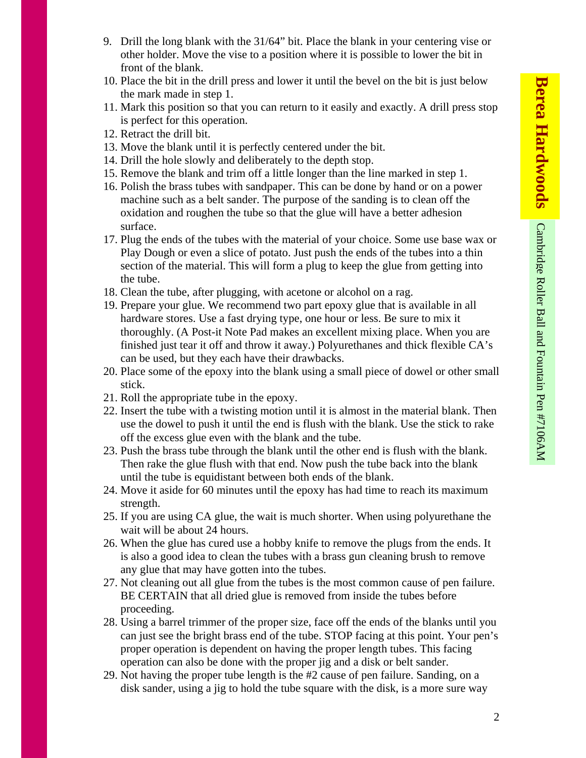9. Drill the long blank with the 31/64” bit. Place the blank in your centering vise or other holder. Move the vise to a position where it is possible to lower the bit in front of the blank.
10. Place the bit in the drill press and lower it until the bevel on the bit is just below the mark made in step 1.
11. Mark this position so that you can return to it easily and exactly. A drill press stop is perfect for this operation.
12. Retract the drill bit.
13. Move the blank until it is perfectly centered under the bit.
14. Drill the hole slowly and deliberately to the depth stop.
15. Remove the blank and trim off a little longer than the line marked in step 1.
16. Polish the brass tubes with sandpaper. This can be done by hand or on a power machine such as a belt sander. The purpose of the sanding is to clean off the oxidation and roughen the tube so that the glue will have a better adhesion surface.
17. Plug the ends of the tubes with the material of your choice. Some use base wax or Play Dough or even a slice of potato. Just push the ends of the tubes into a thin section of the material. This will form a plug to keep the glue from getting into the tube.
18. Clean the tube, after plugging, with acetone or alcohol on a rag.
19. Prepare your glue. We recommend two part epoxy glue that is available in all hardware stores. Use a fast drying type, one hour or less. Be sure to mix it thoroughly. (A Post-it Note Pad makes an excellent mixing place. When you are finished just tear it off and throw it away.) Polyurethanes and thick flexible CA’s can be used, but they each have their drawbacks.
20. Place some of the epoxy into the blank using a small piece of dowel or other small stick.
21. Roll the appropriate tube in the epoxy.
22. Insert the tube with a twisting motion until it is almost in the material blank. Then use the dowel to push it until the end is flush with the blank. Use the stick to rake off the excess glue even with the blank and the tube.
23. Push the brass tube through the blank until the other end is flush with the blank. Then rake the glue flush with that end. Now push the tube back into the blank until the tube is equidistant between both ends of the blank.
24. Move it aside for 60 minutes until the epoxy has had time to reach its maximum strength.
25. If you are using CA glue, the wait is much shorter. When using polyurethane the wait will be about 24 hours.
26. When the glue has cured use a hobby knife to remove the plugs from the ends. It is also a good idea to clean the tubes with a brass gun cleaning brush to remove any glue that may have gotten into the tubes.
27. Not cleaning out all glue from the tubes is the most common cause of pen failure. BE CERTAIN that all dried glue is removed from inside the tubes before proceeding.
28. Using a barrel trimmer of the proper size, face off the ends of the blanks until you can just see the bright brass end of the tube. STOP facing at this point. Your pen’s proper operation is dependent on having the proper length tubes. This facing operation can also be done with the proper jig and a disk or belt sander.
29. Not having the proper tube length is the #2 cause of pen failure. Sanding, on a disk sander, using a jig to hold the tube square with the disk, is a more sure way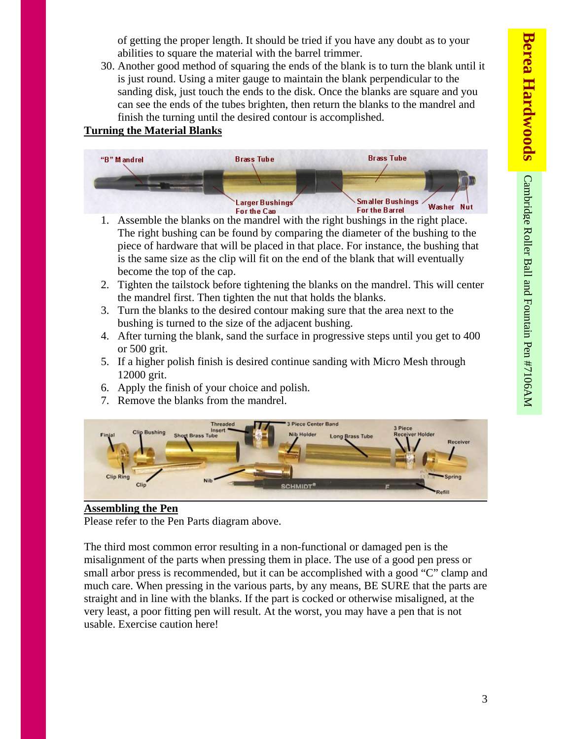of getting the proper length. It should be tried if you have any doubt as to your abilities to square the material with the barrel trimmer.

30. Another good method of squaring the ends of the blank is to turn the blank until it is just round. Using a miter gauge to maintain the blank perpendicular to the sanding disk, just touch the ends to the disk. Once the blanks are square and you can see the ends of the tubes brighten, then return the blanks to the mandrel and finish the turning until the desired contour is accomplished.

**Turning the Material Blanks**

1. Assemble the blanks on the mandrel with the right bushings in the right place. The right bushing can be found by comparing the diameter of the bushing to the piece of hardware that will be placed in that place. For instance, the bushing that is the same size as the clip will fit on the end of the blank that will eventually become the top of the cap.
2. Tighten the tailstock before tightening the blanks on the mandrel. This will center the mandrel first. Then tighten the nut that holds the blanks.
3. Turn the blanks to the desired contour making sure that the area next to the bushing is turned to the size of the adjacent bushing.
4. After turning the blank, sand the surface in progressive steps until you get to 400 or 500 grit.
5. If a higher polish finish is desired continue sanding with Micro Mesh through 12000 grit.
6. Apply the finish of your choice and polish.
7. Remove the blanks from the mandrel.

**Assembling the Pen**

Please refer to the Pen Parts diagram above.

The third most common error resulting in a non-functional or damaged pen is the misalignment of the parts when pressing them in place. The use of a good pen press or small arbor press is recommended, but it can be accomplished with a good "C" clamp and much care. When pressing in the various parts, by any means, BE SURE that the parts are straight and in line with the blanks. If the part is cocked or otherwise misaligned, at the very least, a poor fitting pen will result. At the worst, you may have a pen that is not usable. Exercise caution here!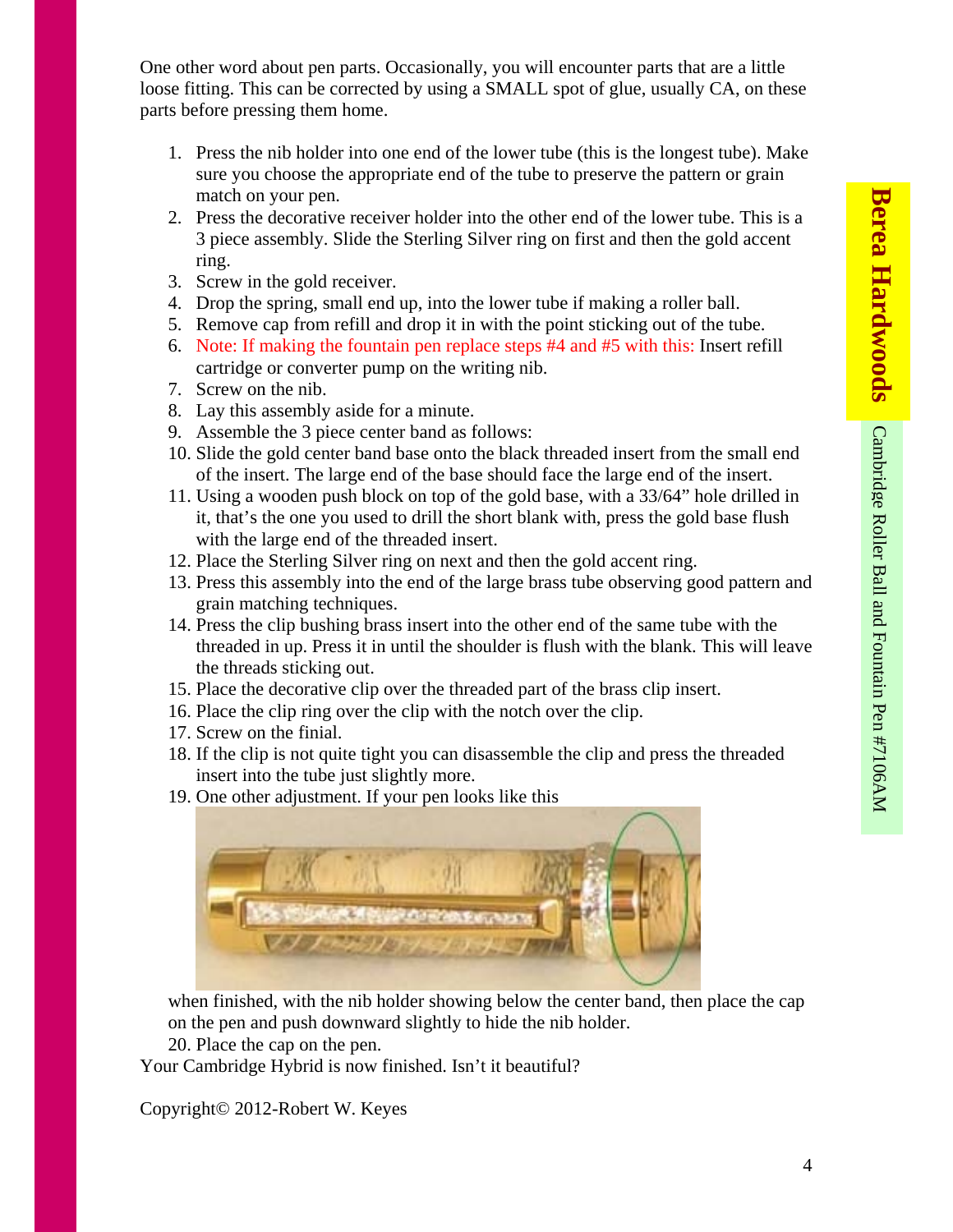One other word about pen parts. Occasionally, you will encounter parts that are a little loose fitting. This can be corrected by using a SMALL spot of glue, usually CA, on these parts before pressing them home.

1. Press the nib holder into one end of the lower tube (this is the longest tube). Make sure you choose the appropriate end of the tube to preserve the pattern or grain match on your pen.
2. Press the decorative receiver holder into the other end of the lower tube. This is a 3 piece assembly. Slide the Sterling Silver ring on first and then the gold accent ring.
3. Screw in the gold receiver.
4. Drop the spring, small end up, into the lower tube if making a roller ball.
5. Remove cap from refill and drop it in with the point sticking out of the tube.
6. Note: If making the fountain pen replace steps #4 and #5 with this: Insert refill cartridge or converter pump on the writing nib.
7. Screw on the nib.
8. Lay this assembly aside for a minute.
9. Assemble the 3 piece center band as follows:
10. Slide the gold center band base onto the black threaded insert from the small end of the insert. The large end of the base should face the large end of the insert.
11. Using a wooden push block on top of the gold base, with a 33/64" hole drilled in it, that's the one you used to drill the short blank with, press the gold base flush with the large end of the threaded insert.
12. Place the Sterling Silver ring on next and then the gold accent ring.
13. Press this assembly into the end of the large brass tube observing good pattern and grain matching techniques.
14. Press the clip bushing brass insert into the other end of the same tube with the threaded in up. Press it in until the shoulder is flush with the blank. This will leave the threads sticking out.
15. Place the decorative clip over the threaded part of the brass clip insert.
16. Place the clip ring over the clip with the notch over the clip.
17. Screw on the finial.
18. If the clip is not quite tight you can disassemble the clip and press the threaded insert into the tube just slightly more.
19. One other adjustment. If your pen looks like this

    when finished, with the nib holder showing below the center band, then place the cap on the pen and push downward slightly to hide the nib holder.
20. Place the cap on the pen.

Your Cambridge Hybrid is now finished. Isn't it beautiful?

Copyright© 2012-Robert W. Keyes